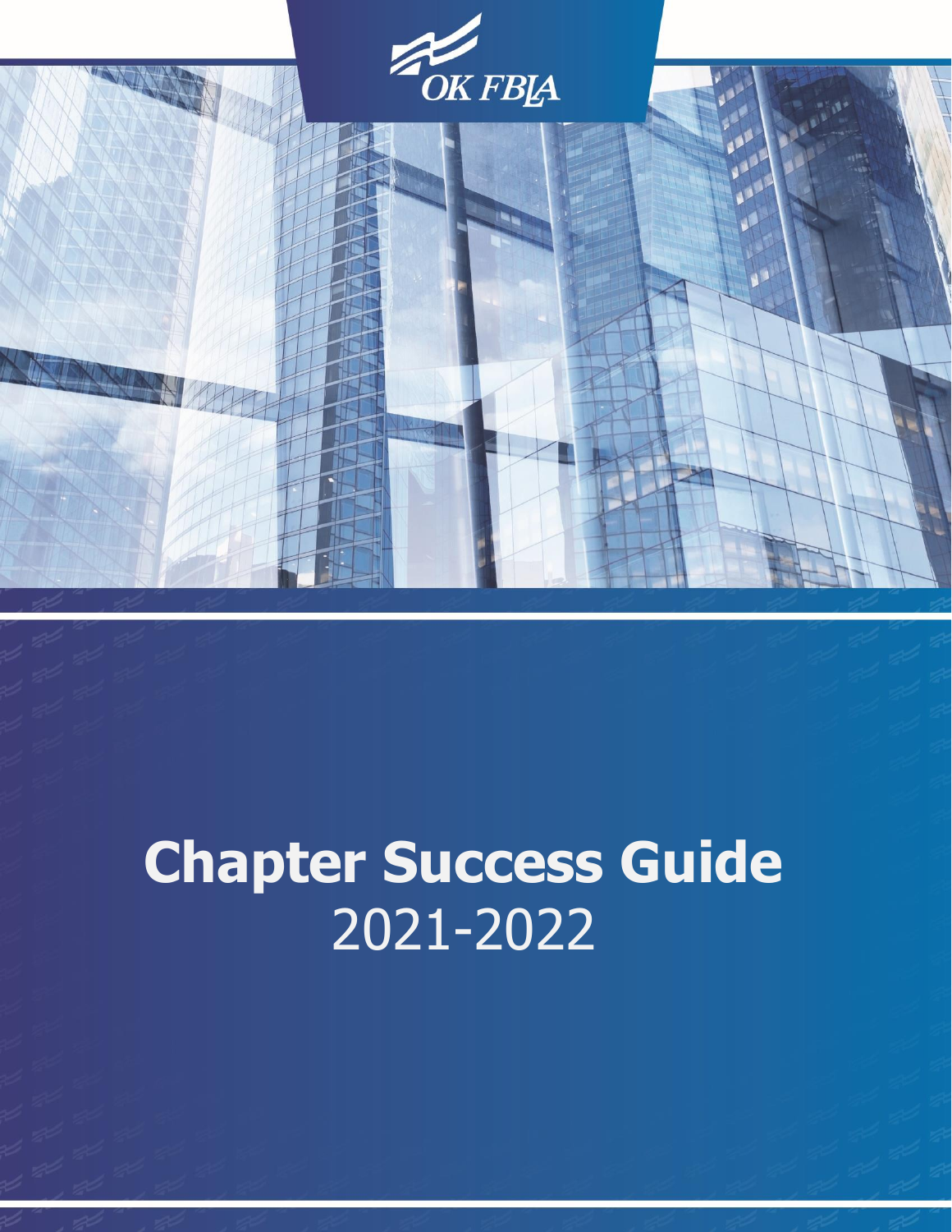OK FBLA

# Chapter Success Guide

2021-2022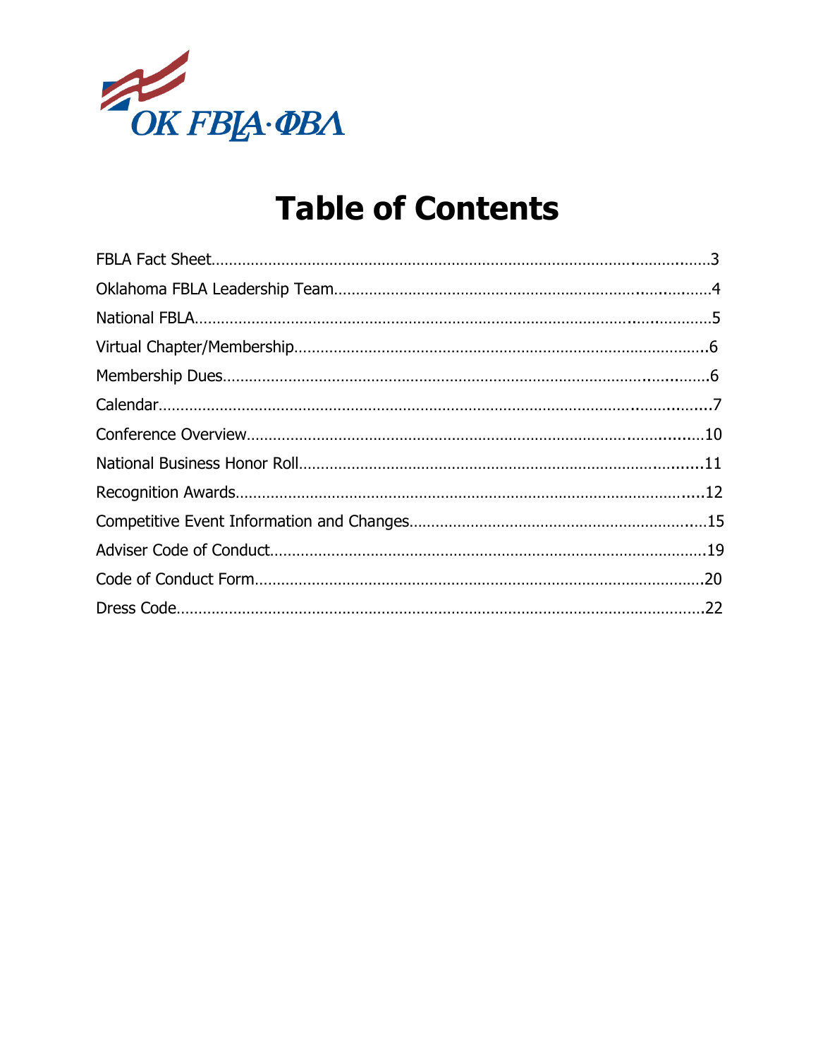OK FBLA·ΦΒΛ

# Table of Contents

FBLA Fact Sheet……………………………………………………………………………………3

Oklahoma FBLA Leadership Team…………………………………………………………………4

National FBLA………………………………………………………………………………………5

Virtual Chapter/Membership………………………………………………………………………6

Membership Dues……………………………………………………………………………………6

Calendar………………………………………………………………………………………………7

Conference Overview………………………………………………………………………………10

National Business Honor Roll……………………………………………………………………11

Recognition Awards…………………………………………………………………………………12

Competitive Event Information and Changes……………………………………………………15

Adviser Code of Conduct……………………………………………………………………………19

Code of Conduct Form………………………………………………………………………………20

Dress Code……………………………………………………………………………………………22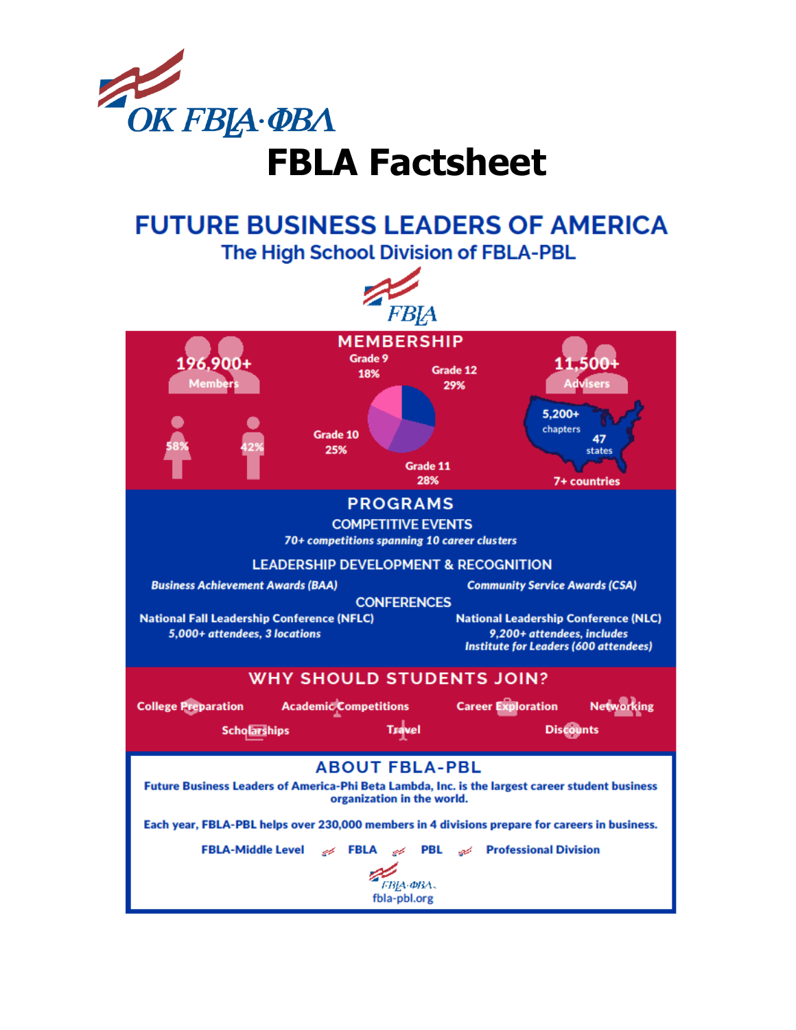OK FBLA·ΦΒΛ

# FBLA Factsheet

## FUTURE BUSINESS LEADERS OF AMERICA

The High School Division of FBLA-PBL

FBLA

### MEMBERSHIP

196,900+
Members

58%
42%

Grade 9
18%

Grade 12
29%

Grade 10
25%

Grade 11
28%

11,500+
Advisers

5,200+
chapters

47
states

7+ countries

### PROGRAMS

**COMPETITIVE EVENTS**

*70+ competitions spanning 10 career clusters*

**LEADERSHIP DEVELOPMENT & RECOGNITION**

*Business Achievement Awards (BAA)*

*Community Service Awards (CSA)*

**CONFERENCES**

**National Fall Leadership Conference (NFLC)**
*5,000+ attendees, 3 locations*

**National Leadership Conference (NLC)**
*9,200+ attendees, includes Institute for Leaders (600 attendees)*

### WHY SHOULD STUDENTS JOIN?

- College Preparation
- Academic Competitions
- Career Exploration
- Networking
- Scholarships
- Travel
- Discounts

### ABOUT FBLA-PBL

**Future Business Leaders of America-Phi Beta Lambda, Inc. is the largest career student business organization in the world.**

**Each year, FBLA-PBL helps over 230,000 members in 4 divisions prepare for careers in business.**

**FBLA-Middle Level** | **FBLA** | **PBL** | **Professional Division**

FBLA·ΦΒΛ
fbla-pbl.org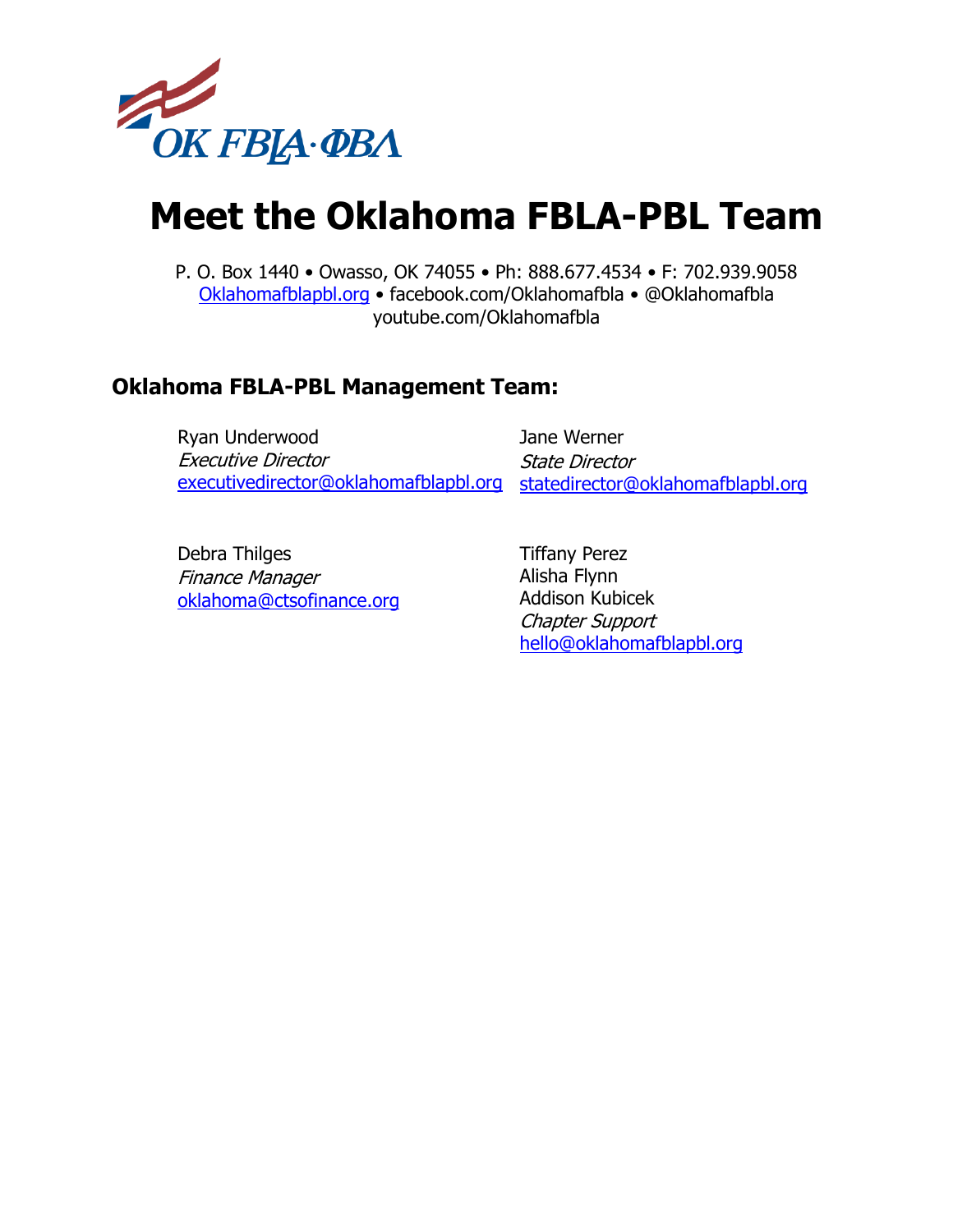OK FBLA·ΦΒΛ

# Meet the Oklahoma FBLA-PBL Team

P. O. Box 1440 • Owasso, OK 74055 • Ph: 888.677.4534 • F: 702.939.9058
Oklahomafblapbl.org • facebook.com/Oklahomafbla • @Oklahomafbla
youtube.com/Oklahomafbla

## Oklahoma FBLA-PBL Management Team:

Ryan Underwood
*Executive Director*
executivedirector@oklahomafblapbl.org

Jane Werner
*State Director*
statedirector@oklahomafblapbl.org

Debra Thilges
*Finance Manager*
oklahoma@ctsofinance.org

Tiffany Perez
Alisha Flynn
Addison Kubicek
*Chapter Support*
hello@oklahomafblapbl.org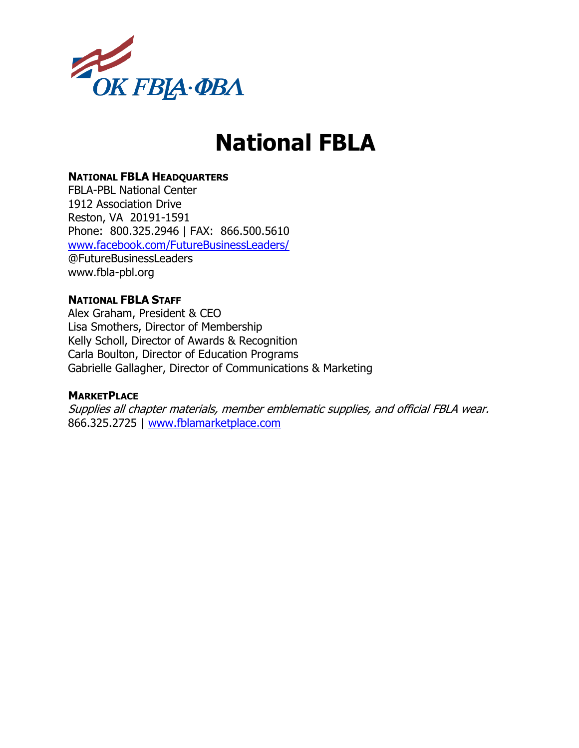# National FBLA

**NATIONAL FBLA HEADQUARTERS**
FBLA-PBL National Center
1912 Association Drive
Reston, VA 20191-1591
Phone: 800.325.2946 | FAX: 866.500.5610
www.facebook.com/FutureBusinessLeaders/
@FutureBusinessLeaders
www.fbla-pbl.org

**NATIONAL FBLA STAFF**
Alex Graham, President & CEO
Lisa Smothers, Director of Membership
Kelly Scholl, Director of Awards & Recognition
Carla Boulton, Director of Education Programs
Gabrielle Gallagher, Director of Communications & Marketing

**MARKETPLACE**
*Supplies all chapter materials, member emblematic supplies, and official FBLA wear.*
866.325.2725 | www.fblamarketplace.com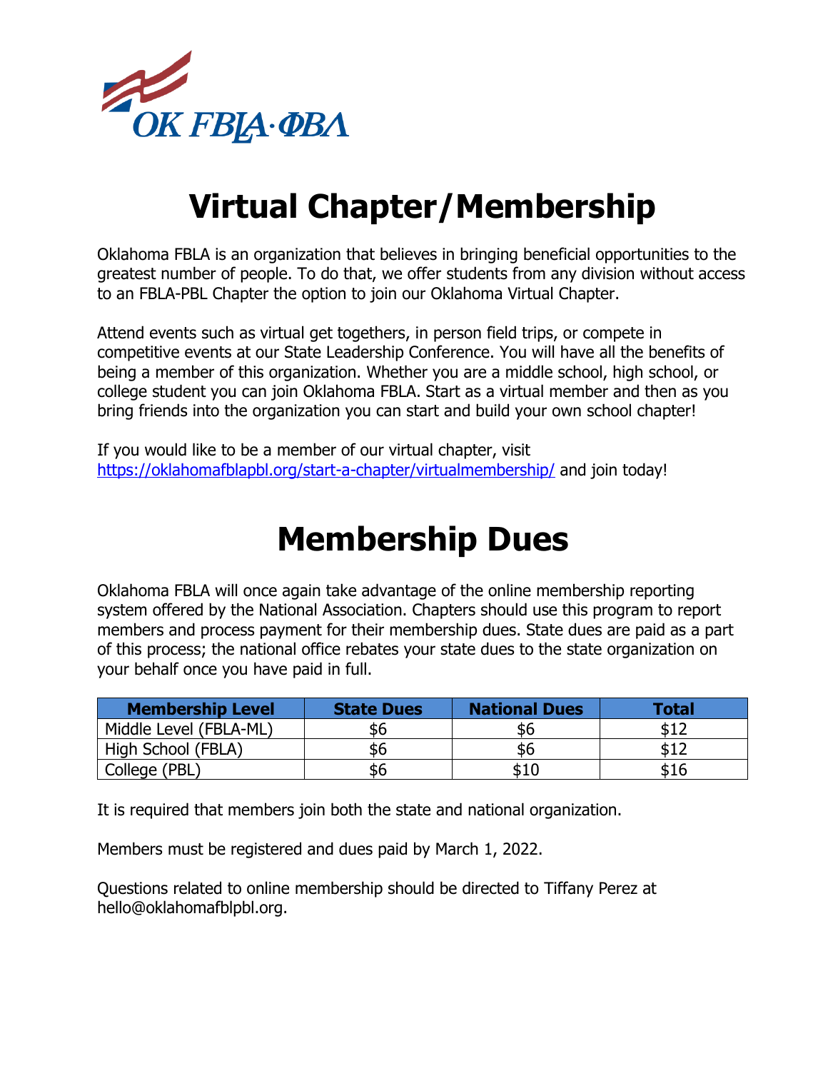# Virtual Chapter/Membership

Oklahoma FBLA is an organization that believes in bringing beneficial opportunities to the greatest number of people. To do that, we offer students from any division without access to an FBLA-PBL Chapter the option to join our Oklahoma Virtual Chapter.

Attend events such as virtual get togethers, in person field trips, or compete in competitive events at our State Leadership Conference. You will have all the benefits of being a member of this organization. Whether you are a middle school, high school, or college student you can join Oklahoma FBLA. Start as a virtual member and then as you bring friends into the organization you can start and build your own school chapter!

If you would like to be a member of our virtual chapter, visit https://oklahomafblapbl.org/start-a-chapter/virtualmembership/ and join today!

# Membership Dues

Oklahoma FBLA will once again take advantage of the online membership reporting system offered by the National Association. Chapters should use this program to report members and process payment for their membership dues. State dues are paid as a part of this process; the national office rebates your state dues to the state organization on your behalf once you have paid in full.

| Membership Level | State Dues | National Dues | Total |
|---|---|---|---|
| Middle Level (FBLA-ML) | $6 | $6 | $12 |
| High School (FBLA) | $6 | $6 | $12 |
| College (PBL) | $6 | $10 | $16 |

It is required that members join both the state and national organization.

Members must be registered and dues paid by March 1, 2022.

Questions related to online membership should be directed to Tiffany Perez at hello@oklahomafblpbl.org.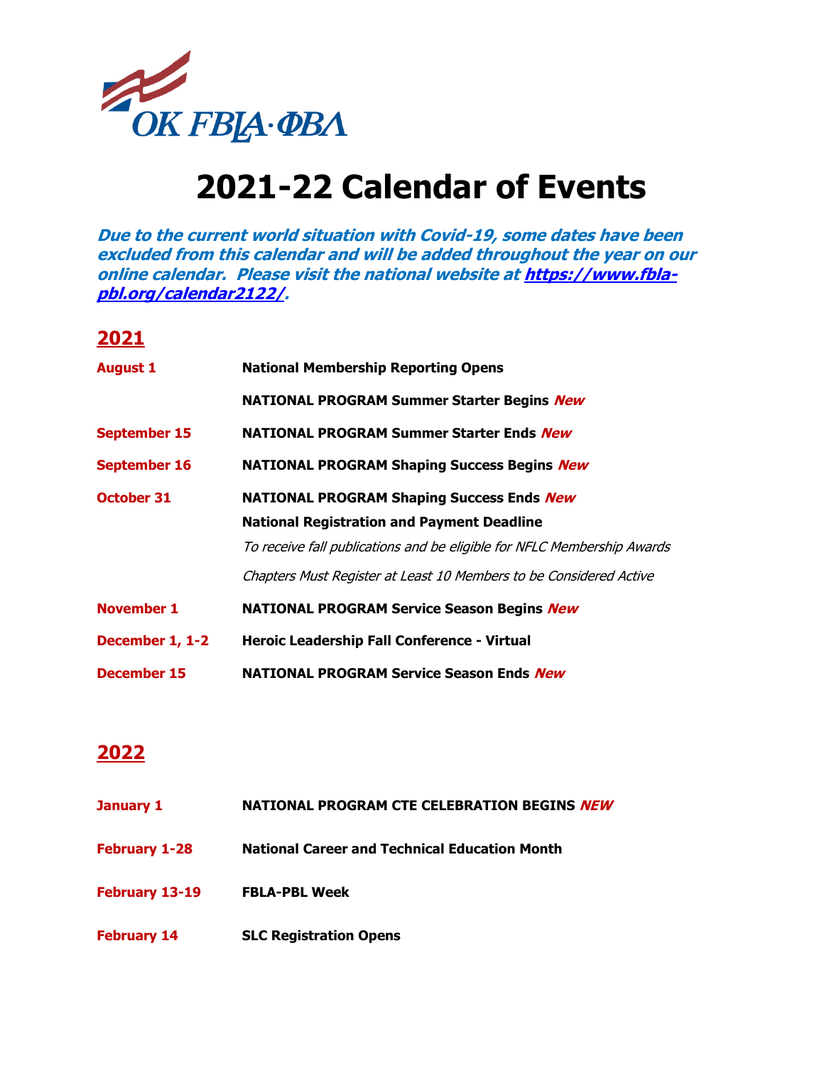OK FBLA·ΦΒΛ

# 2021-22 Calendar of Events

***Due to the current world situation with Covid-19, some dates have been excluded from this calendar and will be added throughout the year on our online calendar. Please visit the national website at [https://www.fbla-pbl.org/calendar2122/](https://www.fbla-pbl.org/calendar2122/).***

## 2021

| | |
|---|---|
| **August 1** | **National Membership Reporting Opens** |
| | **NATIONAL PROGRAM Summer Starter Begins *New*** |
| **September 15** | **NATIONAL PROGRAM Summer Starter Ends *New*** |
| **September 16** | **NATIONAL PROGRAM Shaping Success Begins *New*** |
| **October 31** | **NATIONAL PROGRAM Shaping Success Ends *New*** |
| | **National Registration and Payment Deadline** |
| | *To receive fall publications and be eligible for NFLC Membership Awards* |
| | *Chapters Must Register at Least 10 Members to be Considered Active* |
| **November 1** | **NATIONAL PROGRAM Service Season Begins *New*** |
| **December 1, 1-2** | **Heroic Leadership Fall Conference - Virtual** |
| **December 15** | **NATIONAL PROGRAM Service Season Ends *New*** |

## 2022

| | |
|---|---|
| **January 1** | **NATIONAL PROGRAM CTE CELEBRATION BEGINS *NEW*** |
| **February 1-28** | **National Career and Technical Education Month** |
| **February 13-19** | **FBLA-PBL Week** |
| **February 14** | **SLC Registration Opens** |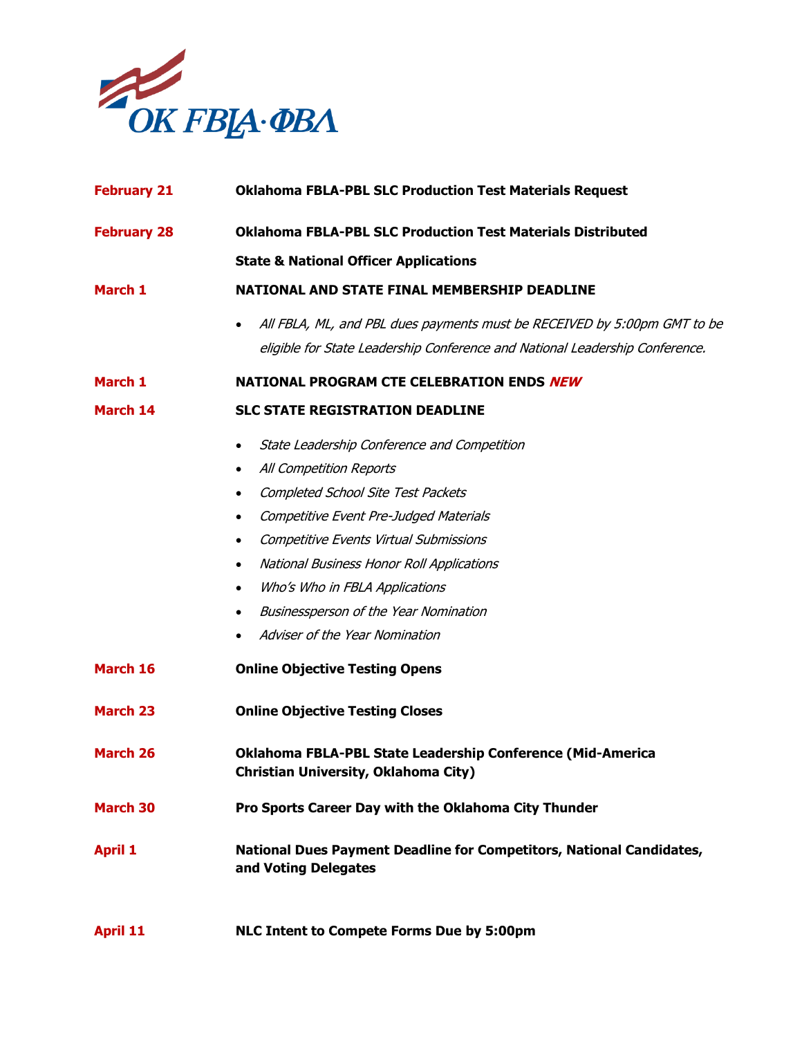OK FBLA·ΦΒΛ

**February 21** — **Oklahoma FBLA-PBL SLC Production Test Materials Request**

**February 28** — **Oklahoma FBLA-PBL SLC Production Test Materials Distributed**

**State & National Officer Applications**

**March 1** — **NATIONAL AND STATE FINAL MEMBERSHIP DEADLINE**

- *All FBLA, ML, and PBL dues payments must be RECEIVED by 5:00pm GMT to be eligible for State Leadership Conference and National Leadership Conference.*

**March 1** — **NATIONAL PROGRAM CTE CELEBRATION ENDS *NEW***

**March 14** — **SLC STATE REGISTRATION DEADLINE**

- *State Leadership Conference and Competition*
- *All Competition Reports*
- *Completed School Site Test Packets*
- *Competitive Event Pre-Judged Materials*
- *Competitive Events Virtual Submissions*
- *National Business Honor Roll Applications*
- *Who's Who in FBLA Applications*
- *Businessperson of the Year Nomination*
- *Adviser of the Year Nomination*

**March 16** — **Online Objective Testing Opens**

**March 23** — **Online Objective Testing Closes**

**March 26** — **Oklahoma FBLA-PBL State Leadership Conference (Mid-America Christian University, Oklahoma City)**

**March 30** — **Pro Sports Career Day with the Oklahoma City Thunder**

**April 1** — **National Dues Payment Deadline for Competitors, National Candidates, and Voting Delegates**

**April 11** — **NLC Intent to Compete Forms Due by 5:00pm**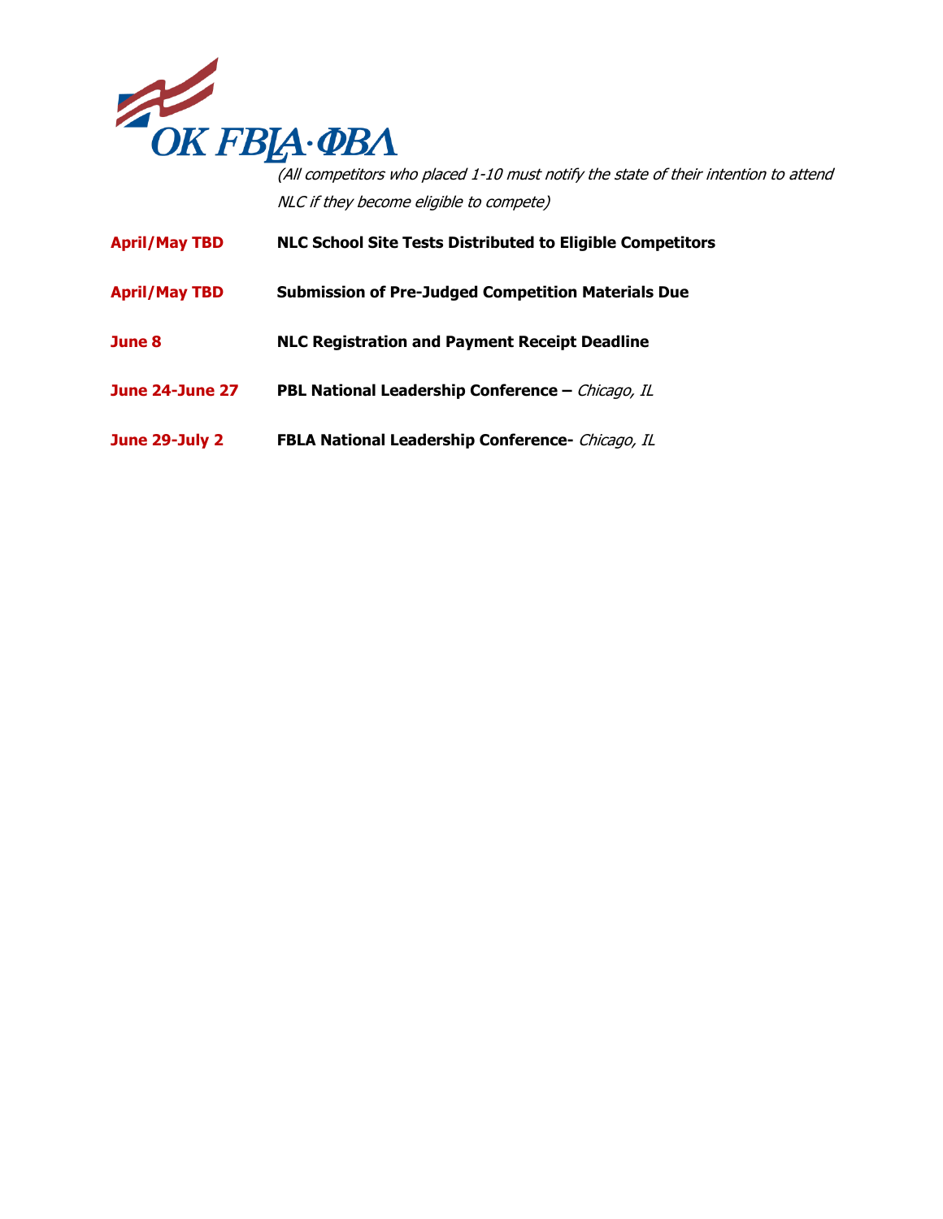*(All competitors who placed 1-10 must notify the state of their intention to attend NLC if they become eligible to compete)*

| | |
|---|---|
| **April/May TBD** | **NLC School Site Tests Distributed to Eligible Competitors** |
| **April/May TBD** | **Submission of Pre-Judged Competition Materials Due** |
| **June 8** | **NLC Registration and Payment Receipt Deadline** |
| **June 24-June 27** | **PBL National Leadership Conference –** *Chicago, IL* |
| **June 29-July 2** | **FBLA National Leadership Conference-** *Chicago, IL* |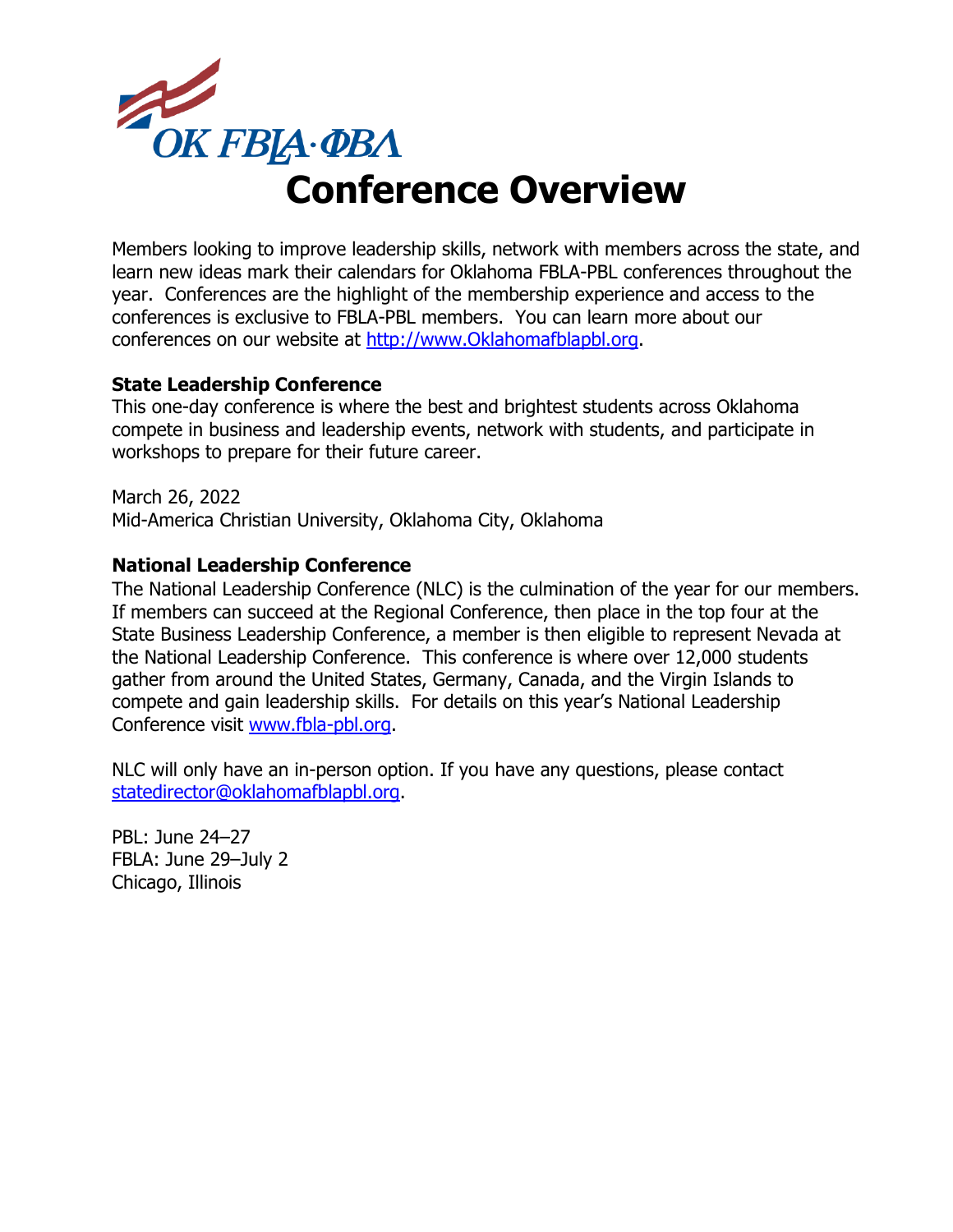OK FBLA·ΦΒΛ

# Conference Overview

Members looking to improve leadership skills, network with members across the state, and learn new ideas mark their calendars for Oklahoma FBLA-PBL conferences throughout the year. Conferences are the highlight of the membership experience and access to the conferences is exclusive to FBLA-PBL members. You can learn more about our conferences on our website at http://www.Oklahomafblapbl.org.

### State Leadership Conference

This one-day conference is where the best and brightest students across Oklahoma compete in business and leadership events, network with students, and participate in workshops to prepare for their future career.

March 26, 2022
Mid-America Christian University, Oklahoma City, Oklahoma

### National Leadership Conference

The National Leadership Conference (NLC) is the culmination of the year for our members. If members can succeed at the Regional Conference, then place in the top four at the State Business Leadership Conference, a member is then eligible to represent Nevada at the National Leadership Conference. This conference is where over 12,000 students gather from around the United States, Germany, Canada, and the Virgin Islands to compete and gain leadership skills. For details on this year's National Leadership Conference visit www.fbla-pbl.org.

NLC will only have an in-person option. If you have any questions, please contact statedirector@oklahomafblapbl.org.

PBL: June 24–27
FBLA: June 29–July 2
Chicago, Illinois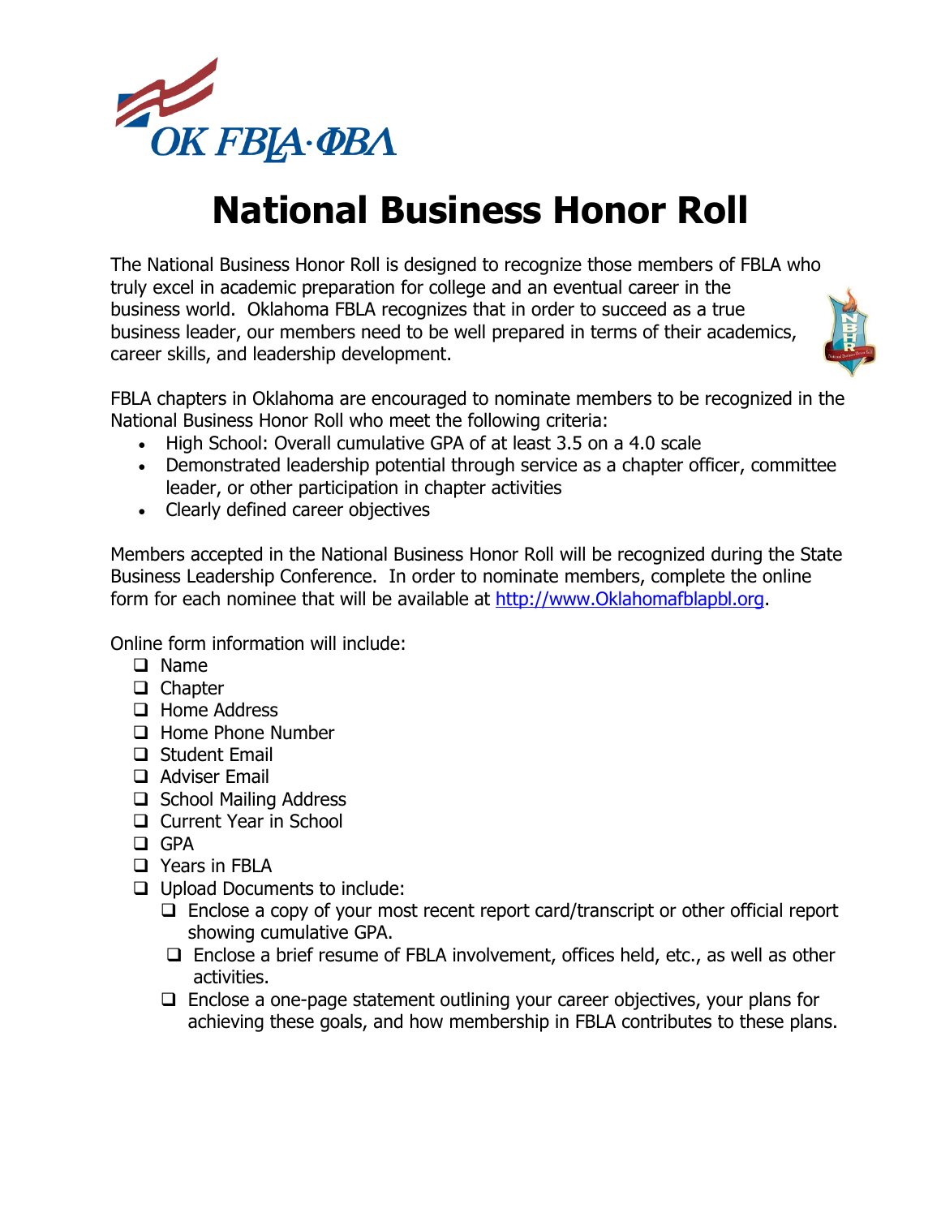OK FBLA·ΦΒΛ

# National Business Honor Roll

The National Business Honor Roll is designed to recognize those members of FBLA who truly excel in academic preparation for college and an eventual career in the business world. Oklahoma FBLA recognizes that in order to succeed as a true business leader, our members need to be well prepared in terms of their academics, career skills, and leadership development.

FBLA chapters in Oklahoma are encouraged to nominate members to be recognized in the National Business Honor Roll who meet the following criteria:

- High School: Overall cumulative GPA of at least 3.5 on a 4.0 scale
- Demonstrated leadership potential through service as a chapter officer, committee leader, or other participation in chapter activities
- Clearly defined career objectives

Members accepted in the National Business Honor Roll will be recognized during the State Business Leadership Conference. In order to nominate members, complete the online form for each nominee that will be available at http://www.Oklahomafblapbl.org.

Online form information will include:

- ❑ Name
- ❑ Chapter
- ❑ Home Address
- ❑ Home Phone Number
- ❑ Student Email
- ❑ Adviser Email
- ❑ School Mailing Address
- ❑ Current Year in School
- ❑ GPA
- ❑ Years in FBLA
- ❑ Upload Documents to include:
  - ❑ Enclose a copy of your most recent report card/transcript or other official report showing cumulative GPA.
  - ❑ Enclose a brief resume of FBLA involvement, offices held, etc., as well as other activities.
  - ❑ Enclose a one-page statement outlining your career objectives, your plans for achieving these goals, and how membership in FBLA contributes to these plans.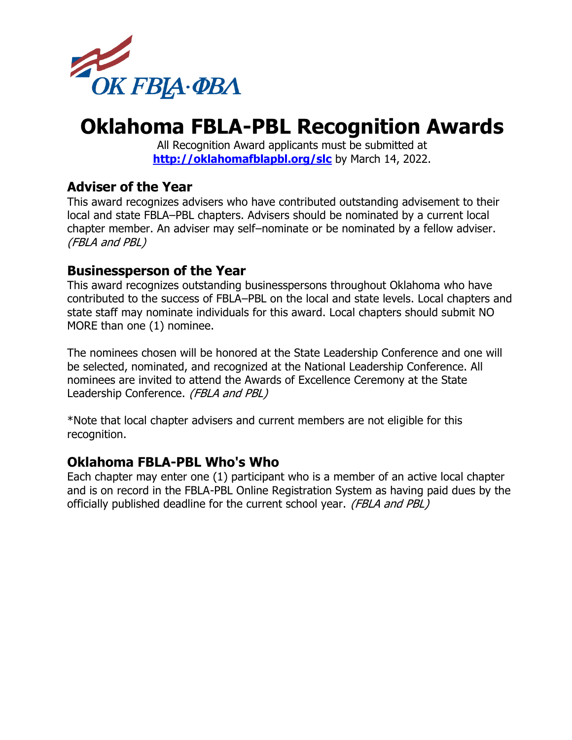# Oklahoma FBLA-PBL Recognition Awards

All Recognition Award applicants must be submitted at **http://oklahomafblapbl.org/slc** by March 14, 2022.

## Adviser of the Year

This award recognizes advisers who have contributed outstanding advisement to their local and state FBLA–PBL chapters. Advisers should be nominated by a current local chapter member. An adviser may self–nominate or be nominated by a fellow adviser. *(FBLA and PBL)*

## Businessperson of the Year

This award recognizes outstanding businesspersons throughout Oklahoma who have contributed to the success of FBLA–PBL on the local and state levels. Local chapters and state staff may nominate individuals for this award. Local chapters should submit NO MORE than one (1) nominee.

The nominees chosen will be honored at the State Leadership Conference and one will be selected, nominated, and recognized at the National Leadership Conference. All nominees are invited to attend the Awards of Excellence Ceremony at the State Leadership Conference. *(FBLA and PBL)*

*Note that local chapter advisers and current members are not eligible for this recognition.

## Oklahoma FBLA-PBL Who's Who

Each chapter may enter one (1) participant who is a member of an active local chapter and is on record in the FBLA-PBL Online Registration System as having paid dues by the officially published deadline for the current school year. *(FBLA and PBL)*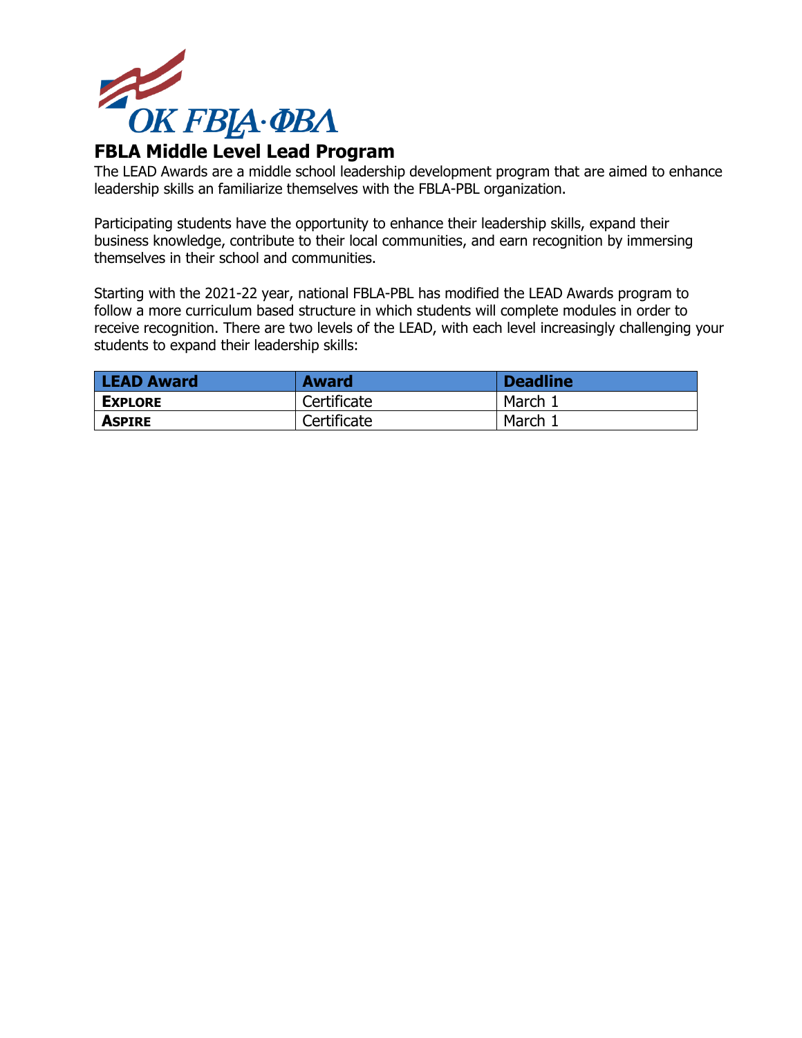OK FBLA·ΦΒΛ

## FBLA Middle Level Lead Program

The LEAD Awards are a middle school leadership development program that are aimed to enhance leadership skills an familiarize themselves with the FBLA-PBL organization.

Participating students have the opportunity to enhance their leadership skills, expand their business knowledge, contribute to their local communities, and earn recognition by immersing themselves in their school and communities.

Starting with the 2021-22 year, national FBLA-PBL has modified the LEAD Awards program to follow a more curriculum based structure in which students will complete modules in order to receive recognition. There are two levels of the LEAD, with each level increasingly challenging your students to expand their leadership skills:

| LEAD Award | Award | Deadline |
|---|---|---|
| **EXPLORE** | Certificate | March 1 |
| **ASPIRE** | Certificate | March 1 |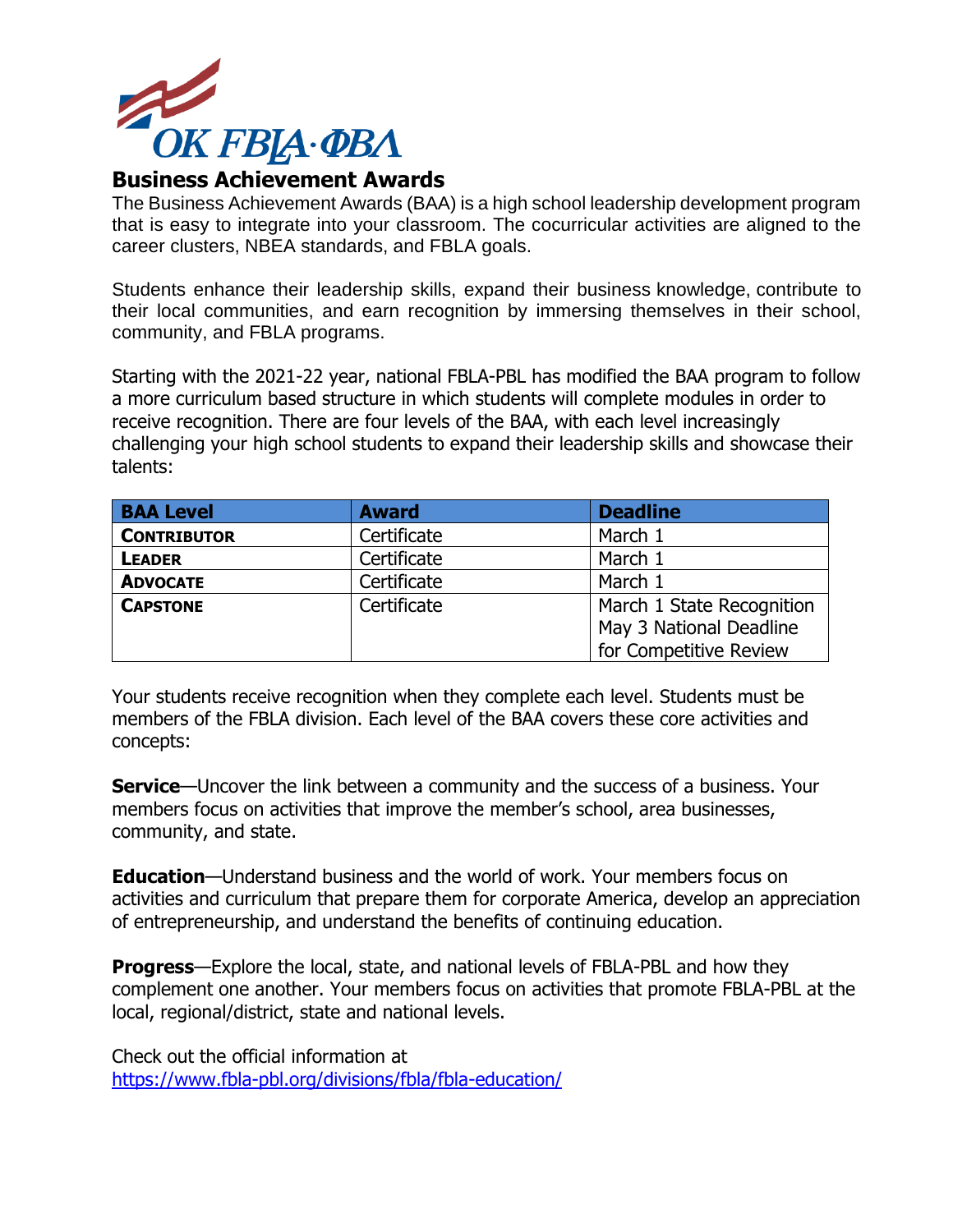# Business Achievement Awards

The Business Achievement Awards (BAA) is a high school leadership development program that is easy to integrate into your classroom. The cocurricular activities are aligned to the career clusters, NBEA standards, and FBLA goals.

Students enhance their leadership skills, expand their business knowledge, contribute to their local communities, and earn recognition by immersing themselves in their school, community, and FBLA programs.

Starting with the 2021-22 year, national FBLA-PBL has modified the BAA program to follow a more curriculum based structure in which students will complete modules in order to receive recognition. There are four levels of the BAA, with each level increasingly challenging your high school students to expand their leadership skills and showcase their talents:

| BAA Level | Award | Deadline |
|---|---|---|
| **Contributor** | Certificate | March 1 |
| **Leader** | Certificate | March 1 |
| **Advocate** | Certificate | March 1 |
| **Capstone** | Certificate | March 1 State Recognition<br>May 3 National Deadline for Competitive Review |

Your students receive recognition when they complete each level. Students must be members of the FBLA division. Each level of the BAA covers these core activities and concepts:

**Service**—Uncover the link between a community and the success of a business. Your members focus on activities that improve the member's school, area businesses, community, and state.

**Education**—Understand business and the world of work. Your members focus on activities and curriculum that prepare them for corporate America, develop an appreciation of entrepreneurship, and understand the benefits of continuing education.

**Progress**—Explore the local, state, and national levels of FBLA-PBL and how they complement one another. Your members focus on activities that promote FBLA-PBL at the local, regional/district, state and national levels.

Check out the official information at
https://www.fbla-pbl.org/divisions/fbla/fbla-education/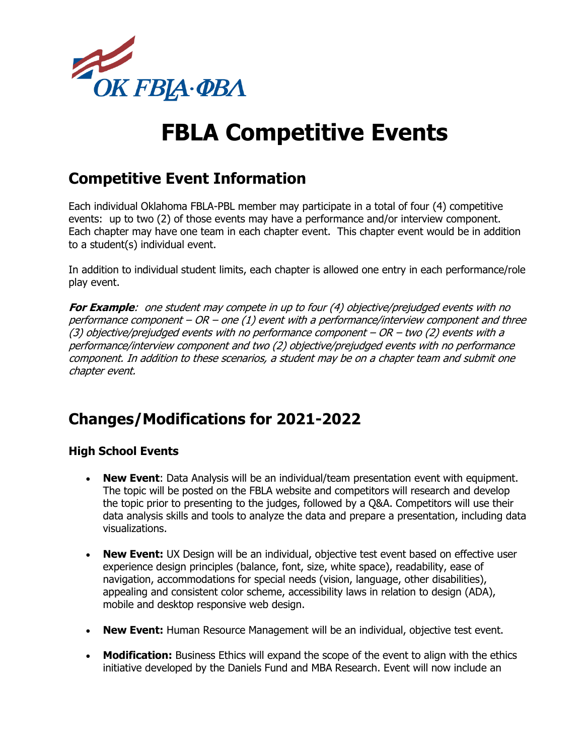# FBLA Competitive Events

## Competitive Event Information

Each individual Oklahoma FBLA-PBL member may participate in a total of four (4) competitive events: up to two (2) of those events may have a performance and/or interview component. Each chapter may have one team in each chapter event. This chapter event would be in addition to a student(s) individual event.

In addition to individual student limits, each chapter is allowed one entry in each performance/role play event.

***For Example***: *one student may compete in up to four (4) objective/prejudged events with no performance component – OR – one (1) event with a performance/interview component and three (3) objective/prejudged events with no performance component – OR – two (2) events with a performance/interview component and two (2) objective/prejudged events with no performance component. In addition to these scenarios, a student may be on a chapter team and submit one chapter event.*

## Changes/Modifications for 2021-2022

### High School Events

- **New Event**: Data Analysis will be an individual/team presentation event with equipment. The topic will be posted on the FBLA website and competitors will research and develop the topic prior to presenting to the judges, followed by a Q&A. Competitors will use their data analysis skills and tools to analyze the data and prepare a presentation, including data visualizations.

- **New Event:** UX Design will be an individual, objective test event based on effective user experience design principles (balance, font, size, white space), readability, ease of navigation, accommodations for special needs (vision, language, other disabilities), appealing and consistent color scheme, accessibility laws in relation to design (ADA), mobile and desktop responsive web design.

- **New Event:** Human Resource Management will be an individual, objective test event.

- **Modification:** Business Ethics will expand the scope of the event to align with the ethics initiative developed by the Daniels Fund and MBA Research. Event will now include an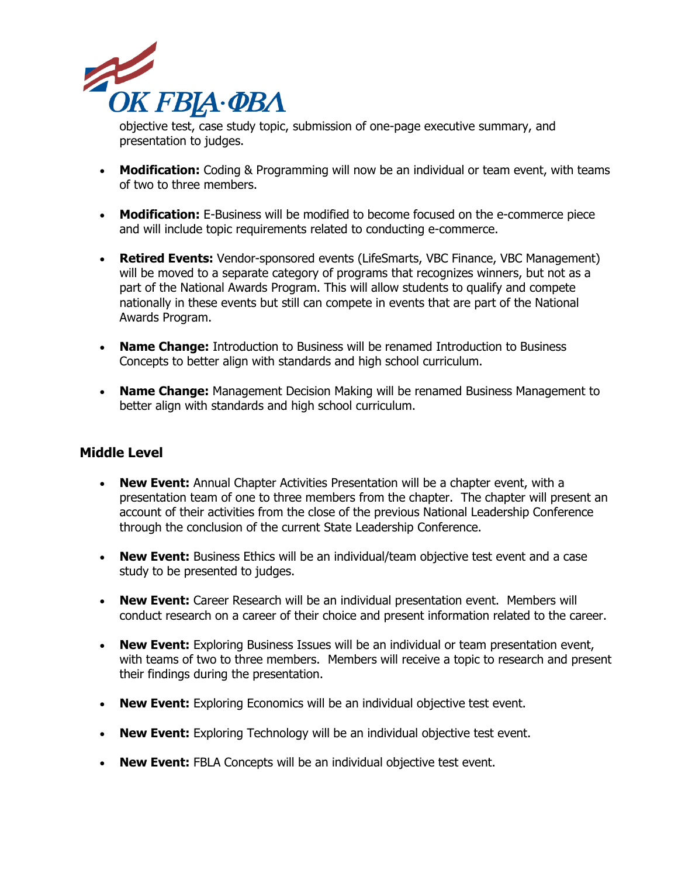objective test, case study topic, submission of one-page executive summary, and presentation to judges.

- **Modification:** Coding & Programming will now be an individual or team event, with teams of two to three members.

- **Modification:** E-Business will be modified to become focused on the e-commerce piece and will include topic requirements related to conducting e-commerce.

- **Retired Events:** Vendor-sponsored events (LifeSmarts, VBC Finance, VBC Management) will be moved to a separate category of programs that recognizes winners, but not as a part of the National Awards Program. This will allow students to qualify and compete nationally in these events but still can compete in events that are part of the National Awards Program.

- **Name Change:** Introduction to Business will be renamed Introduction to Business Concepts to better align with standards and high school curriculum.

- **Name Change:** Management Decision Making will be renamed Business Management to better align with standards and high school curriculum.

## Middle Level

- **New Event:** Annual Chapter Activities Presentation will be a chapter event, with a presentation team of one to three members from the chapter. The chapter will present an account of their activities from the close of the previous National Leadership Conference through the conclusion of the current State Leadership Conference.

- **New Event:** Business Ethics will be an individual/team objective test event and a case study to be presented to judges.

- **New Event:** Career Research will be an individual presentation event. Members will conduct research on a career of their choice and present information related to the career.

- **New Event:** Exploring Business Issues will be an individual or team presentation event, with teams of two to three members. Members will receive a topic to research and present their findings during the presentation.

- **New Event:** Exploring Economics will be an individual objective test event.

- **New Event:** Exploring Technology will be an individual objective test event.

- **New Event:** FBLA Concepts will be an individual objective test event.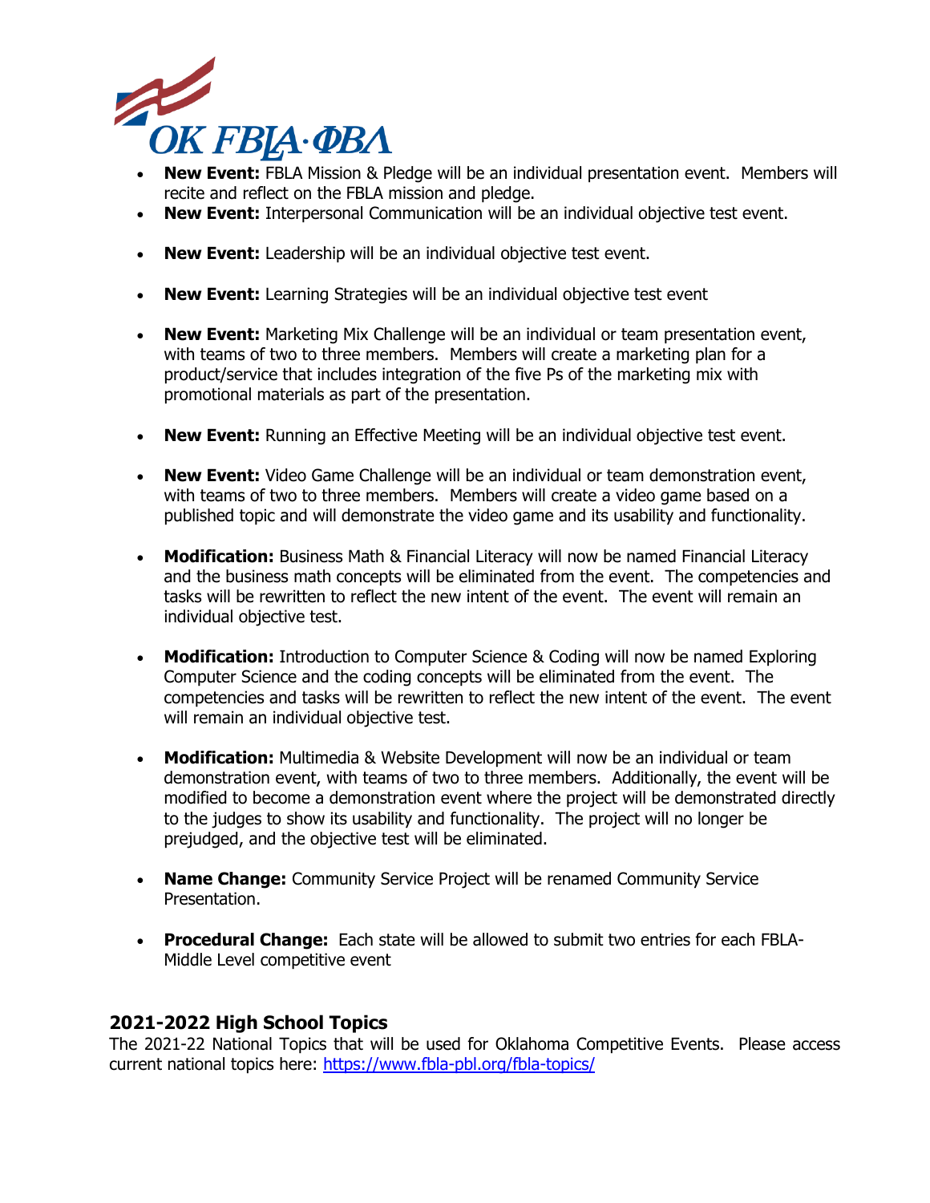- **New Event:** FBLA Mission & Pledge will be an individual presentation event. Members will recite and reflect on the FBLA mission and pledge.
- **New Event:** Interpersonal Communication will be an individual objective test event.
- **New Event:** Leadership will be an individual objective test event.
- **New Event:** Learning Strategies will be an individual objective test event
- **New Event:** Marketing Mix Challenge will be an individual or team presentation event, with teams of two to three members. Members will create a marketing plan for a product/service that includes integration of the five Ps of the marketing mix with promotional materials as part of the presentation.
- **New Event:** Running an Effective Meeting will be an individual objective test event.
- **New Event:** Video Game Challenge will be an individual or team demonstration event, with teams of two to three members. Members will create a video game based on a published topic and will demonstrate the video game and its usability and functionality.
- **Modification:** Business Math & Financial Literacy will now be named Financial Literacy and the business math concepts will be eliminated from the event. The competencies and tasks will be rewritten to reflect the new intent of the event. The event will remain an individual objective test.
- **Modification:** Introduction to Computer Science & Coding will now be named Exploring Computer Science and the coding concepts will be eliminated from the event. The competencies and tasks will be rewritten to reflect the new intent of the event. The event will remain an individual objective test.
- **Modification:** Multimedia & Website Development will now be an individual or team demonstration event, with teams of two to three members. Additionally, the event will be modified to become a demonstration event where the project will be demonstrated directly to the judges to show its usability and functionality. The project will no longer be prejudged, and the objective test will be eliminated.
- **Name Change:** Community Service Project will be renamed Community Service Presentation.
- **Procedural Change:** Each state will be allowed to submit two entries for each FBLA-Middle Level competitive event

## 2021-2022 High School Topics

The 2021-22 National Topics that will be used for Oklahoma Competitive Events. Please access current national topics here: https://www.fbla-pbl.org/fbla-topics/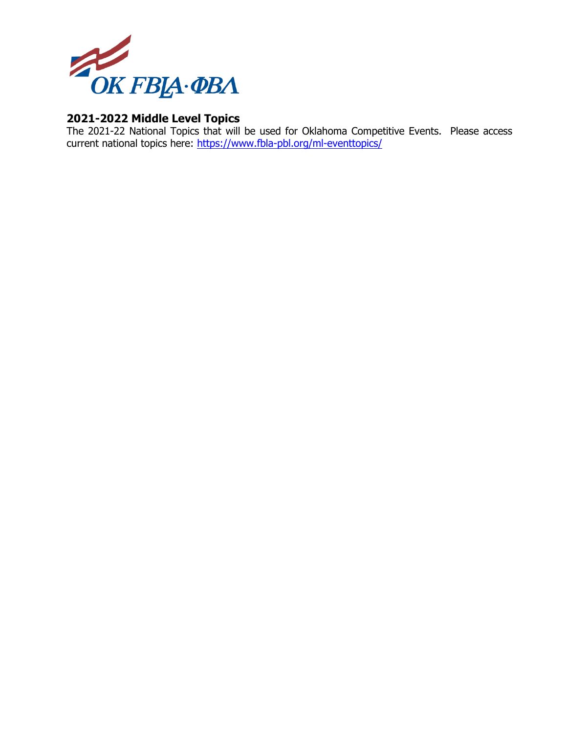OK FBLA·ΦΒΛ

## 2021-2022 Middle Level Topics

The 2021-22 National Topics that will be used for Oklahoma Competitive Events. Please access current national topics here: https://www.fbla-pbl.org/ml-eventtopics/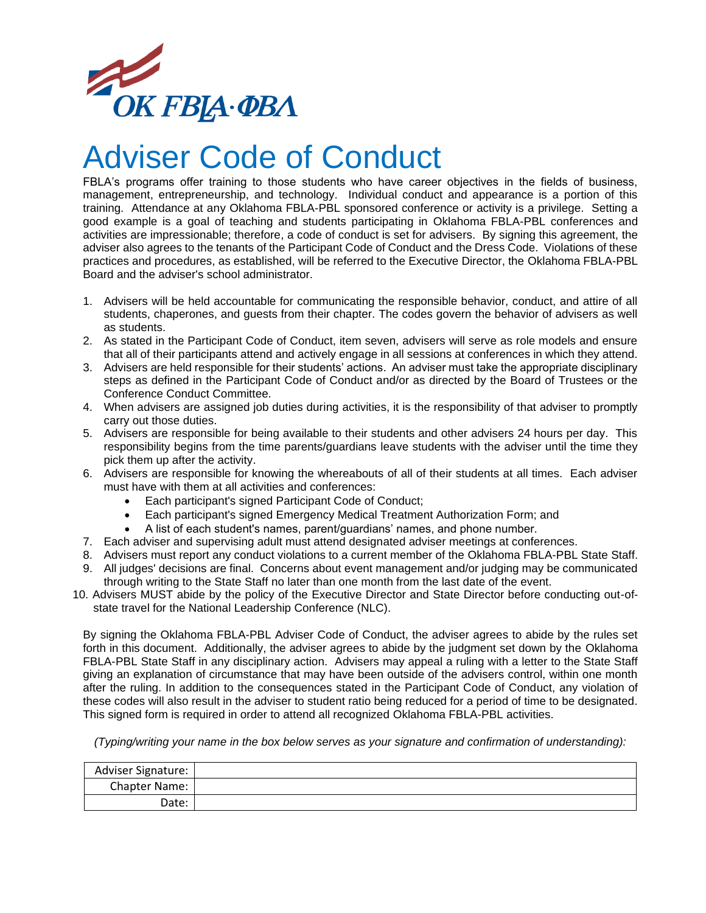OK FBLA·ΦΒΛ

# Adviser Code of Conduct

FBLA's programs offer training to those students who have career objectives in the fields of business, management, entrepreneurship, and technology. Individual conduct and appearance is a portion of this training. Attendance at any Oklahoma FBLA-PBL sponsored conference or activity is a privilege. Setting a good example is a goal of teaching and students participating in Oklahoma FBLA-PBL conferences and activities are impressionable; therefore, a code of conduct is set for advisers. By signing this agreement, the adviser also agrees to the tenants of the Participant Code of Conduct and the Dress Code. Violations of these practices and procedures, as established, will be referred to the Executive Director, the Oklahoma FBLA-PBL Board and the adviser's school administrator.

1. Advisers will be held accountable for communicating the responsible behavior, conduct, and attire of all students, chaperones, and guests from their chapter. The codes govern the behavior of advisers as well as students.
2. As stated in the Participant Code of Conduct, item seven, advisers will serve as role models and ensure that all of their participants attend and actively engage in all sessions at conferences in which they attend.
3. Advisers are held responsible for their students' actions. An adviser must take the appropriate disciplinary steps as defined in the Participant Code of Conduct and/or as directed by the Board of Trustees or the Conference Conduct Committee.
4. When advisers are assigned job duties during activities, it is the responsibility of that adviser to promptly carry out those duties.
5. Advisers are responsible for being available to their students and other advisers 24 hours per day. This responsibility begins from the time parents/guardians leave students with the adviser until the time they pick them up after the activity.
6. Advisers are responsible for knowing the whereabouts of all of their students at all times. Each adviser must have with them at all activities and conferences:
   - Each participant's signed Participant Code of Conduct;
   - Each participant's signed Emergency Medical Treatment Authorization Form; and
   - A list of each student's names, parent/guardians' names, and phone number.
7. Each adviser and supervising adult must attend designated adviser meetings at conferences.
8. Advisers must report any conduct violations to a current member of the Oklahoma FBLA-PBL State Staff.
9. All judges' decisions are final. Concerns about event management and/or judging may be communicated through writing to the State Staff no later than one month from the last date of the event.
10. Advisers MUST abide by the policy of the Executive Director and State Director before conducting out-of-state travel for the National Leadership Conference (NLC).

By signing the Oklahoma FBLA-PBL Adviser Code of Conduct, the adviser agrees to abide by the rules set forth in this document. Additionally, the adviser agrees to abide by the judgment set down by the Oklahoma FBLA-PBL State Staff in any disciplinary action. Advisers may appeal a ruling with a letter to the State Staff giving an explanation of circumstance that may have been outside of the advisers control, within one month after the ruling. In addition to the consequences stated in the Participant Code of Conduct, any violation of these codes will also result in the adviser to student ratio being reduced for a period of time to be designated. This signed form is required in order to attend all recognized Oklahoma FBLA-PBL activities.

*(Typing/writing your name in the box below serves as your signature and confirmation of understanding):*

| | |
|---|---|
| Adviser Signature: | |
| Chapter Name: | |
| Date: | |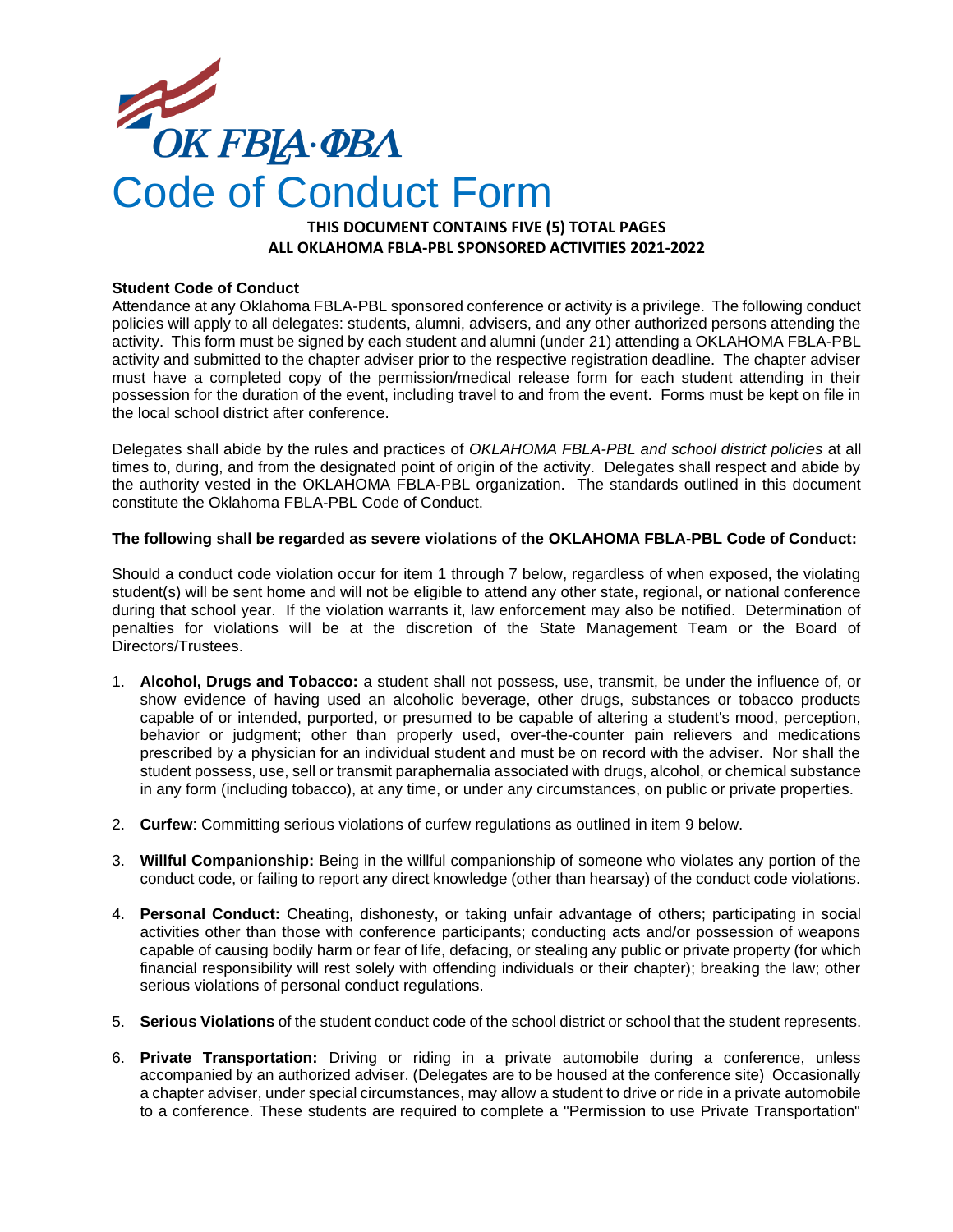# OK FBLA·ΦΒΛ

# Code of Conduct Form

**THIS DOCUMENT CONTAINS FIVE (5) TOTAL PAGES**
**ALL OKLAHOMA FBLA-PBL SPONSORED ACTIVITIES 2021-2022**

**Student Code of Conduct**

Attendance at any Oklahoma FBLA-PBL sponsored conference or activity is a privilege. The following conduct policies will apply to all delegates: students, alumni, advisers, and any other authorized persons attending the activity. This form must be signed by each student and alumni (under 21) attending a OKLAHOMA FBLA-PBL activity and submitted to the chapter adviser prior to the respective registration deadline. The chapter adviser must have a completed copy of the permission/medical release form for each student attending in their possession for the duration of the event, including travel to and from the event. Forms must be kept on file in the local school district after conference.

Delegates shall abide by the rules and practices of *OKLAHOMA FBLA-PBL and school district policies* at all times to, during, and from the designated point of origin of the activity. Delegates shall respect and abide by the authority vested in the OKLAHOMA FBLA-PBL organization. The standards outlined in this document constitute the Oklahoma FBLA-PBL Code of Conduct.

**The following shall be regarded as severe violations of the OKLAHOMA FBLA-PBL Code of Conduct:**

Should a conduct code violation occur for item 1 through 7 below, regardless of when exposed, the violating student(s) will be sent home and will not be eligible to attend any other state, regional, or national conference during that school year. If the violation warrants it, law enforcement may also be notified. Determination of penalties for violations will be at the discretion of the State Management Team or the Board of Directors/Trustees.

1. **Alcohol, Drugs and Tobacco:** a student shall not possess, use, transmit, be under the influence of, or show evidence of having used an alcoholic beverage, other drugs, substances or tobacco products capable of or intended, purported, or presumed to be capable of altering a student's mood, perception, behavior or judgment; other than properly used, over-the-counter pain relievers and medications prescribed by a physician for an individual student and must be on record with the adviser. Nor shall the student possess, use, sell or transmit paraphernalia associated with drugs, alcohol, or chemical substance in any form (including tobacco), at any time, or under any circumstances, on public or private properties.
2. **Curfew**: Committing serious violations of curfew regulations as outlined in item 9 below.
3. **Willful Companionship:** Being in the willful companionship of someone who violates any portion of the conduct code, or failing to report any direct knowledge (other than hearsay) of the conduct code violations.
4. **Personal Conduct:** Cheating, dishonesty, or taking unfair advantage of others; participating in social activities other than those with conference participants; conducting acts and/or possession of weapons capable of causing bodily harm or fear of life, defacing, or stealing any public or private property (for which financial responsibility will rest solely with offending individuals or their chapter); breaking the law; other serious violations of personal conduct regulations.
5. **Serious Violations** of the student conduct code of the school district or school that the student represents.
6. **Private Transportation:** Driving or riding in a private automobile during a conference, unless accompanied by an authorized adviser. (Delegates are to be housed at the conference site) Occasionally a chapter adviser, under special circumstances, may allow a student to drive or ride in a private automobile to a conference. These students are required to complete a "Permission to use Private Transportation"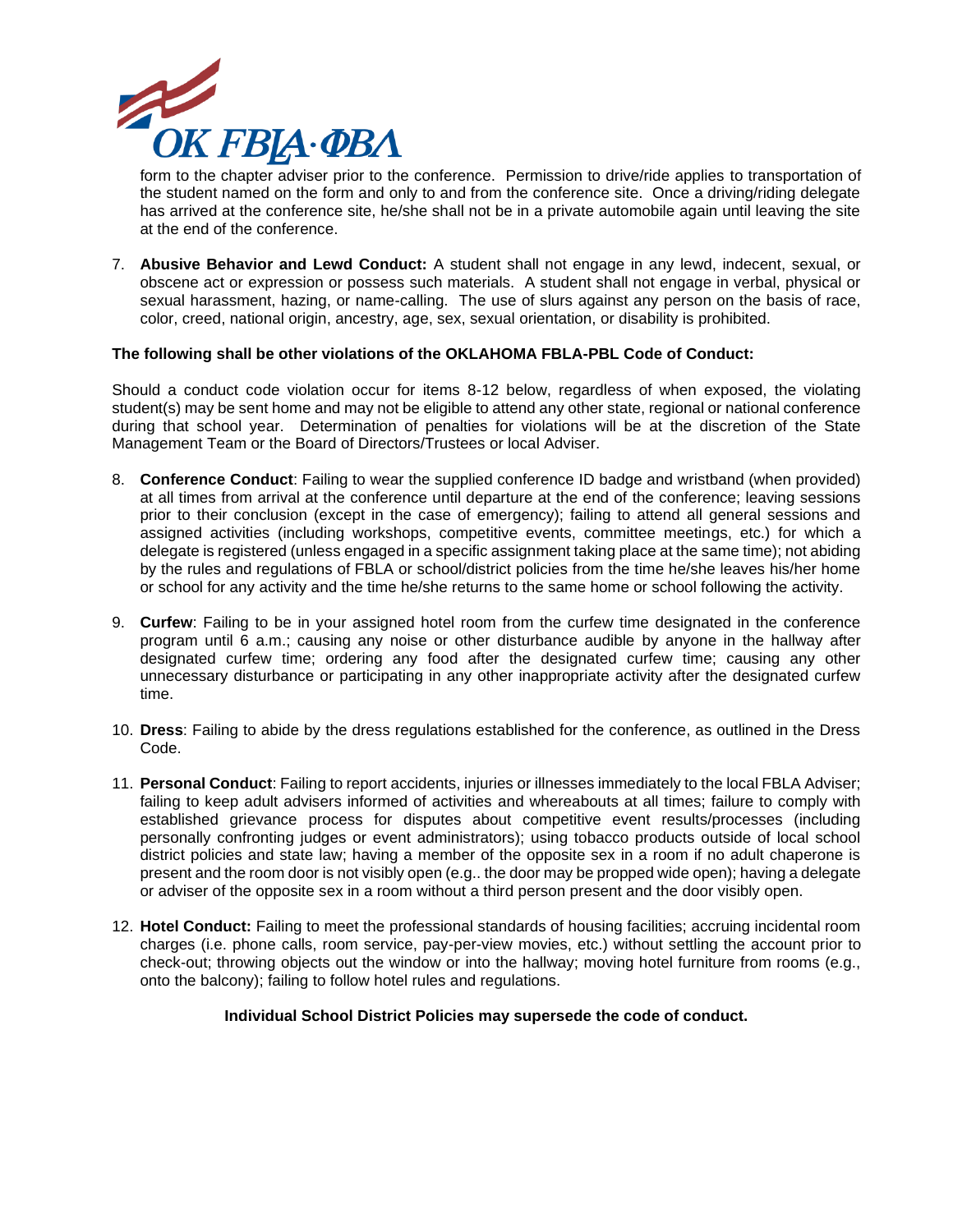form to the chapter adviser prior to the conference. Permission to drive/ride applies to transportation of the student named on the form and only to and from the conference site. Once a driving/riding delegate has arrived at the conference site, he/she shall not be in a private automobile again until leaving the site at the end of the conference.

7. **Abusive Behavior and Lewd Conduct:** A student shall not engage in any lewd, indecent, sexual, or obscene act or expression or possess such materials. A student shall not engage in verbal, physical or sexual harassment, hazing, or name-calling. The use of slurs against any person on the basis of race, color, creed, national origin, ancestry, age, sex, sexual orientation, or disability is prohibited.

**The following shall be other violations of the OKLAHOMA FBLA-PBL Code of Conduct:**

Should a conduct code violation occur for items 8-12 below, regardless of when exposed, the violating student(s) may be sent home and may not be eligible to attend any other state, regional or national conference during that school year. Determination of penalties for violations will be at the discretion of the State Management Team or the Board of Directors/Trustees or local Adviser.

8. **Conference Conduct**: Failing to wear the supplied conference ID badge and wristband (when provided) at all times from arrival at the conference until departure at the end of the conference; leaving sessions prior to their conclusion (except in the case of emergency); failing to attend all general sessions and assigned activities (including workshops, competitive events, committee meetings, etc.) for which a delegate is registered (unless engaged in a specific assignment taking place at the same time); not abiding by the rules and regulations of FBLA or school/district policies from the time he/she leaves his/her home or school for any activity and the time he/she returns to the same home or school following the activity.

9. **Curfew**: Failing to be in your assigned hotel room from the curfew time designated in the conference program until 6 a.m.; causing any noise or other disturbance audible by anyone in the hallway after designated curfew time; ordering any food after the designated curfew time; causing any other unnecessary disturbance or participating in any other inappropriate activity after the designated curfew time.

10. **Dress**: Failing to abide by the dress regulations established for the conference, as outlined in the Dress Code.

11. **Personal Conduct**: Failing to report accidents, injuries or illnesses immediately to the local FBLA Adviser; failing to keep adult advisers informed of activities and whereabouts at all times; failure to comply with established grievance process for disputes about competitive event results/processes (including personally confronting judges or event administrators); using tobacco products outside of local school district policies and state law; having a member of the opposite sex in a room if no adult chaperone is present and the room door is not visibly open (e.g.. the door may be propped wide open); having a delegate or adviser of the opposite sex in a room without a third person present and the door visibly open.

12. **Hotel Conduct:** Failing to meet the professional standards of housing facilities; accruing incidental room charges (i.e. phone calls, room service, pay-per-view movies, etc.) without settling the account prior to check-out; throwing objects out the window or into the hallway; moving hotel furniture from rooms (e.g., onto the balcony); failing to follow hotel rules and regulations.

**Individual School District Policies may supersede the code of conduct.**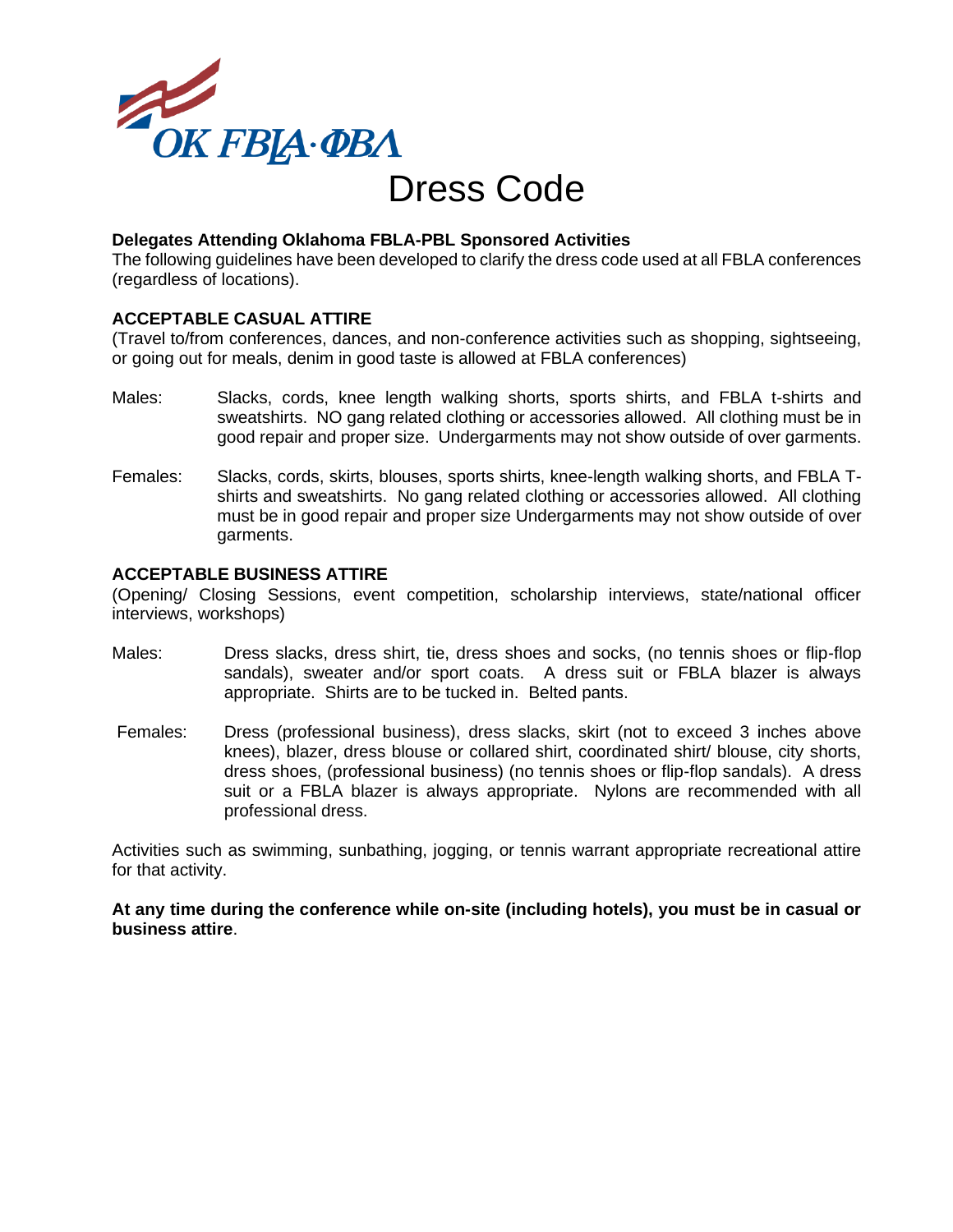OK FBLA·ΦBΛ

# Dress Code

**Delegates Attending Oklahoma FBLA-PBL Sponsored Activities**
The following guidelines have been developed to clarify the dress code used at all FBLA conferences (regardless of locations).

**ACCEPTABLE CASUAL ATTIRE**
(Travel to/from conferences, dances, and non-conference activities such as shopping, sightseeing, or going out for meals, denim in good taste is allowed at FBLA conferences)

Males: Slacks, cords, knee length walking shorts, sports shirts, and FBLA t-shirts and sweatshirts. NO gang related clothing or accessories allowed. All clothing must be in good repair and proper size. Undergarments may not show outside of over garments.

Females: Slacks, cords, skirts, blouses, sports shirts, knee-length walking shorts, and FBLA T-shirts and sweatshirts. No gang related clothing or accessories allowed. All clothing must be in good repair and proper size Undergarments may not show outside of over garments.

**ACCEPTABLE BUSINESS ATTIRE**
(Opening/ Closing Sessions, event competition, scholarship interviews, state/national officer interviews, workshops)

Males: Dress slacks, dress shirt, tie, dress shoes and socks, (no tennis shoes or flip-flop sandals), sweater and/or sport coats. A dress suit or FBLA blazer is always appropriate. Shirts are to be tucked in. Belted pants.

Females: Dress (professional business), dress slacks, skirt (not to exceed 3 inches above knees), blazer, dress blouse or collared shirt, coordinated shirt/ blouse, city shorts, dress shoes, (professional business) (no tennis shoes or flip-flop sandals). A dress suit or a FBLA blazer is always appropriate. Nylons are recommended with all professional dress.

Activities such as swimming, sunbathing, jogging, or tennis warrant appropriate recreational attire for that activity.

**At any time during the conference while on-site (including hotels), you must be in casual or business attire**.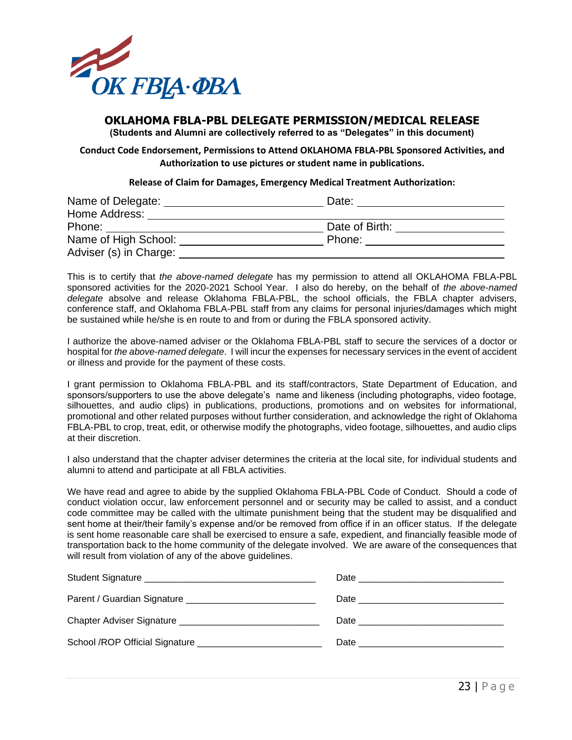# OKLAHOMA FBLA-PBL DELEGATE PERMISSION/MEDICAL RELEASE

**(Students and Alumni are collectively referred to as "Delegates" in this document)**

**Conduct Code Endorsement, Permissions to Attend OKLAHOMA FBLA-PBL Sponsored Activities, and Authorization to use pictures or student name in publications.**

**Release of Claim for Damages, Emergency Medical Treatment Authorization:**

Name of Delegate: ____________________ Date: ____________________

Home Address: ________________________________________

Phone: ____________________ Date of Birth: ____________________

Name of High School: ____________________ Phone: ____________________

Adviser (s) in Charge: ________________________________________

This is to certify that *the above-named delegate* has my permission to attend all OKLAHOMA FBLA-PBL sponsored activities for the 2020-2021 School Year. I also do hereby, on the behalf of *the above-named delegate* absolve and release Oklahoma FBLA-PBL, the school officials, the FBLA chapter advisers, conference staff, and Oklahoma FBLA-PBL staff from any claims for personal injuries/damages which might be sustained while he/she is en route to and from or during the FBLA sponsored activity.

I authorize the above-named adviser or the Oklahoma FBLA-PBL staff to secure the services of a doctor or hospital for *the above-named delegate*. I will incur the expenses for necessary services in the event of accident or illness and provide for the payment of these costs.

I grant permission to Oklahoma FBLA-PBL and its staff/contractors, State Department of Education, and sponsors/supporters to use the above delegate's name and likeness (including photographs, video footage, silhouettes, and audio clips) in publications, productions, promotions and on websites for informational, promotional and other related purposes without further consideration, and acknowledge the right of Oklahoma FBLA-PBL to crop, treat, edit, or otherwise modify the photographs, video footage, silhouettes, and audio clips at their discretion.

I also understand that the chapter adviser determines the criteria at the local site, for individual students and alumni to attend and participate at all FBLA activities.

We have read and agree to abide by the supplied Oklahoma FBLA-PBL Code of Conduct. Should a code of conduct violation occur, law enforcement personnel and or security may be called to assist, and a conduct code committee may be called with the ultimate punishment being that the student may be disqualified and sent home at their/their family's expense and/or be removed from office if in an officer status. If the delegate is sent home reasonable care shall be exercised to ensure a safe, expedient, and financially feasible mode of transportation back to the home community of the delegate involved. We are aware of the consequences that will result from violation of any of the above guidelines.

Student Signature ______________________________ Date ______________________

Parent / Guardian Signature ______________________ Date ______________________

Chapter Adviser Signature ________________________ Date ______________________

School /ROP Official Signature ____________________ Date ______________________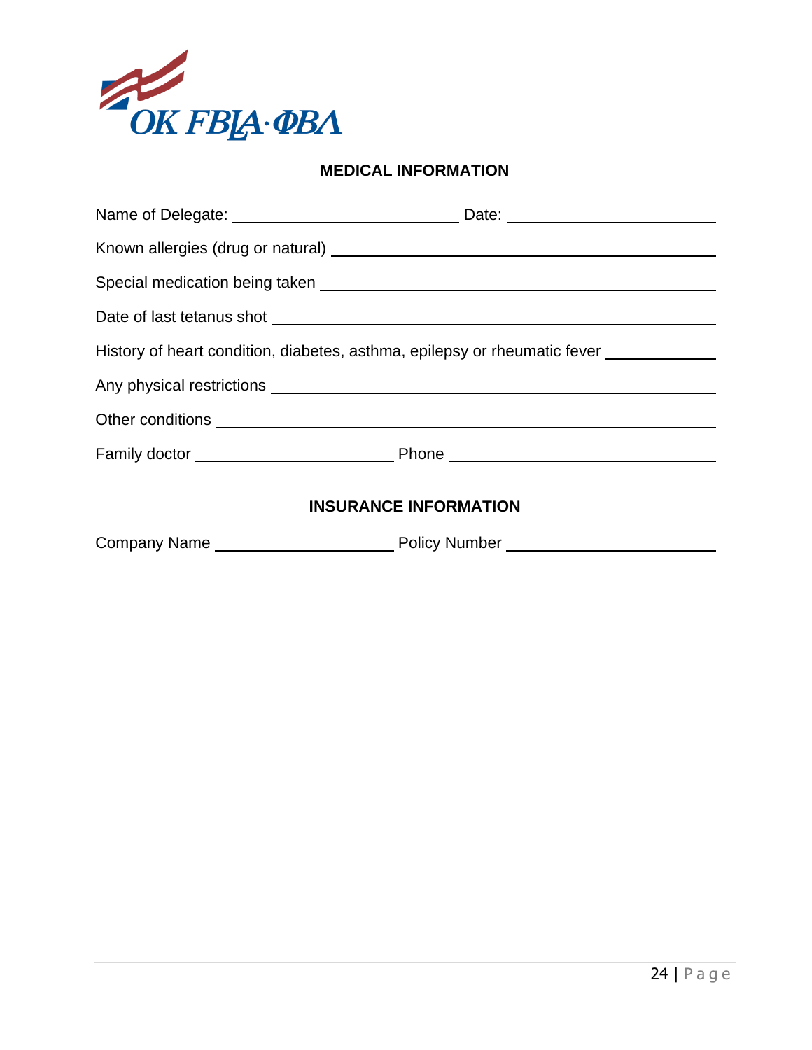OK FBLA·ΦBΛ

## MEDICAL INFORMATION

Name of Delegate: ____________________________ Date: ______________________

Known allergies (drug or natural) ____________________________________________

Special medication being taken ______________________________________________

Date of last tetanus shot ___________________________________________________

History of heart condition, diabetes, asthma, epilepsy or rheumatic fever ___________

Any physical restrictions ___________________________________________________

Other conditions _________________________________________________________

Family doctor _________________________ Phone _____________________________

## INSURANCE INFORMATION

Company Name _______________________ Policy Number _______________________